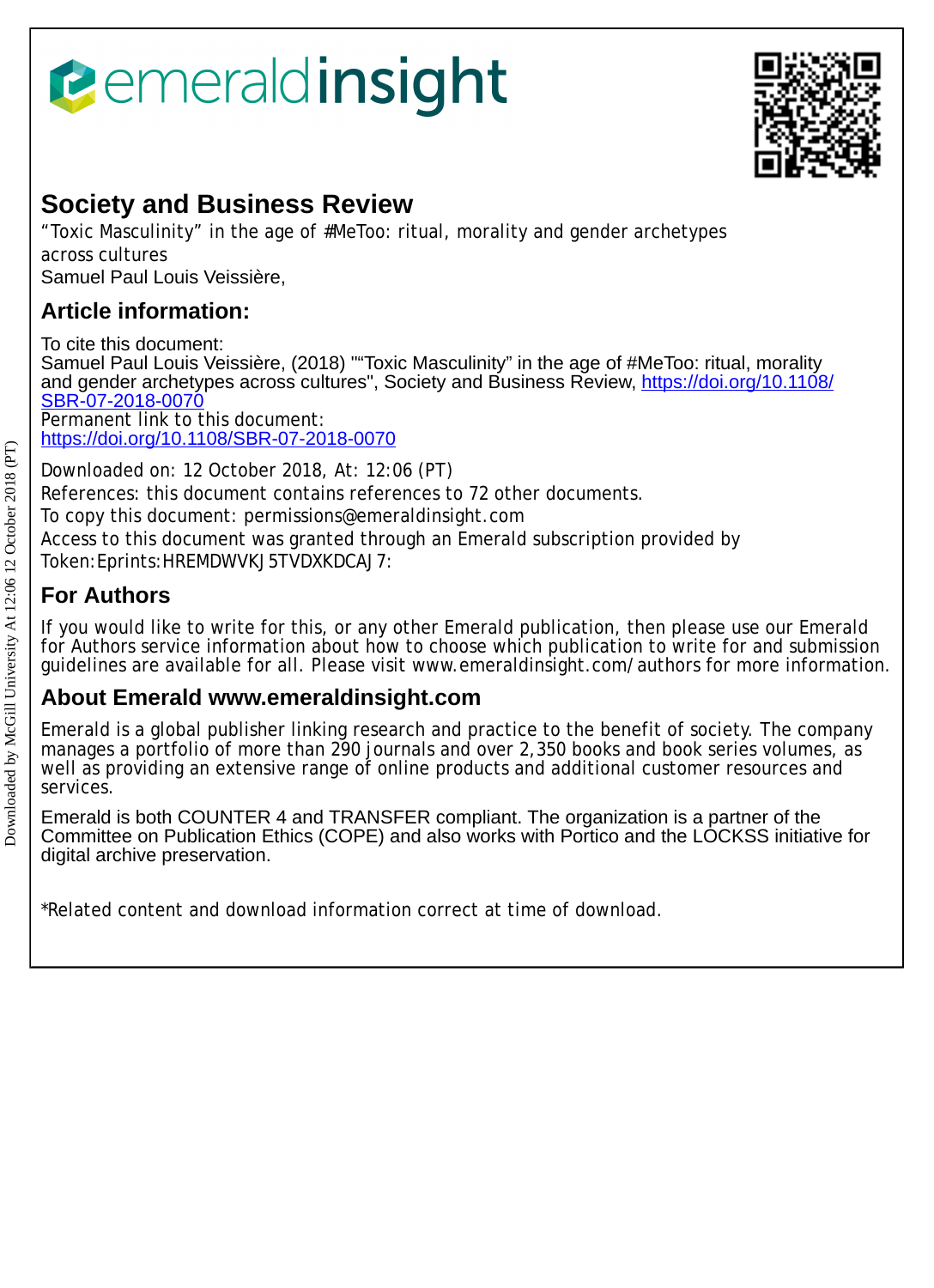emeraldinsight

## Society and Business Review

"Toxic Masculinity" in the age of #MeToo: ritual, morality and gender archetypes across cultures

Samuel Paul Louis Veissière,

## Article information:

To cite this document:

Samuel Paul Louis Veissière, (2018) ""Toxic Masculinity" in the age of #MeToo: ritual, morality and gender archetypes across cultures", Society and Business Review, https://doi.org/10.1108/SBR-07-2018-0070

Permanent link to this document:

https://doi.org/10.1108/SBR-07-2018-0070

Downloaded on: 12 October 2018, At: 12:06 (PT)

References: this document contains references to 72 other documents.

To copy this document: permissions@emeraldinsight.com

Access to this document was granted through an Emerald subscription provided by Token:Eprints:HREMDWVKJ5TVDXKDCAJ7:

## For Authors

If you would like to write for this, or any other Emerald publication, then please use our Emerald for Authors service information about how to choose which publication to write for and submission guidelines are available for all. Please visit www.emeraldinsight.com/authors for more information.

## About Emerald www.emeraldinsight.com

Emerald is a global publisher linking research and practice to the benefit of society. The company manages a portfolio of more than 290 journals and over 2,350 books and book series volumes, as well as providing an extensive range of online products and additional customer resources and services.

Emerald is both COUNTER 4 and TRANSFER compliant. The organization is a partner of the Committee on Publication Ethics (COPE) and also works with Portico and the LOCKSS initiative for digital archive preservation.

*Related content and download information correct at time of download.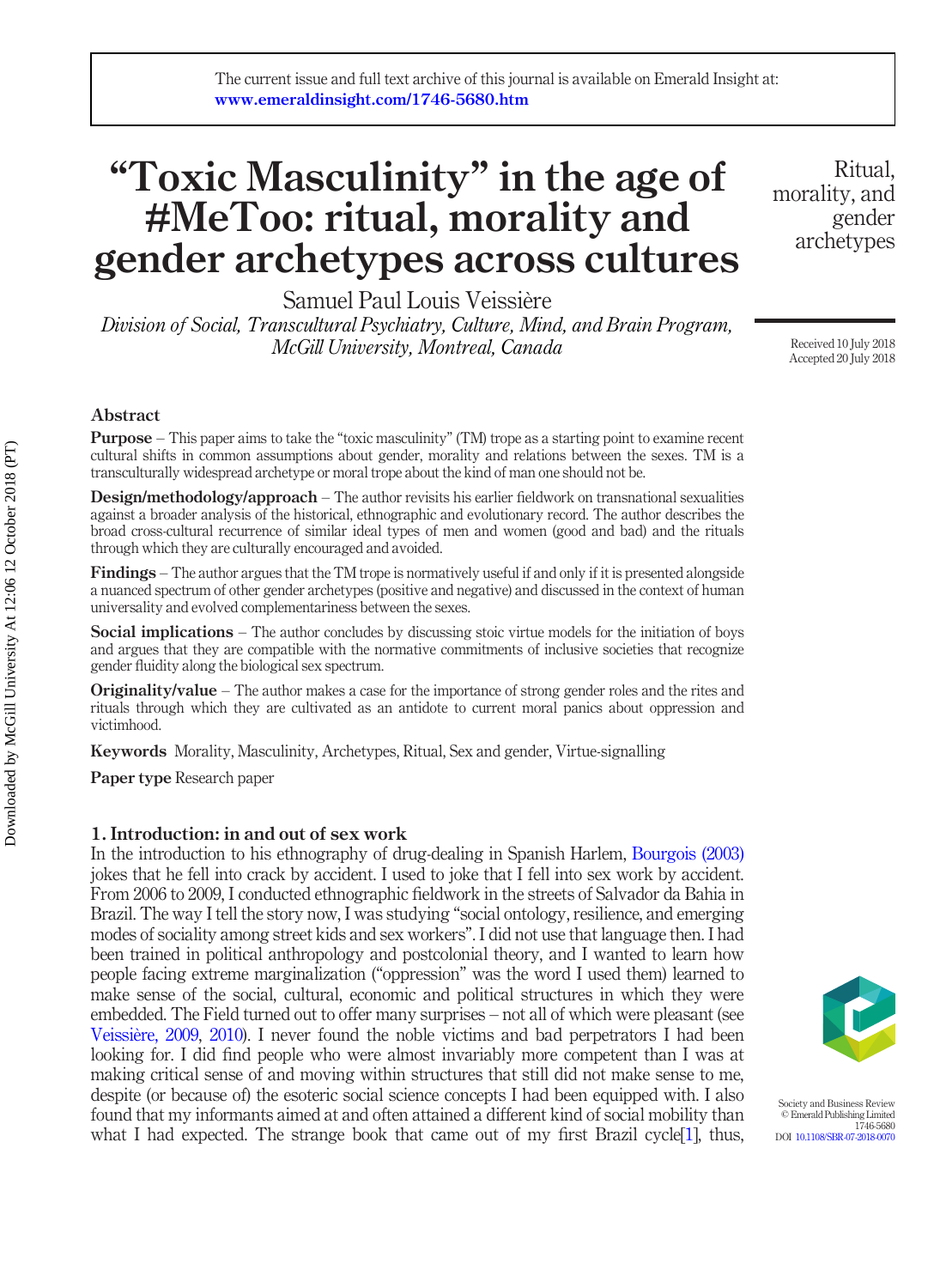The current issue and full text archive of this journal is available on Emerald Insight at: www.emeraldinsight.com/1746-5680.htm

# "Toxic Masculinity" in the age of #MeToo: ritual, morality and gender archetypes across cultures

Samuel Paul Louis Veissière

*Division of Social, Transcultural Psychiatry, Culture, Mind, and Brain Program, McGill University, Montreal, Canada*

Received 10 July 2018
Accepted 20 July 2018

## Abstract

**Purpose** – This paper aims to take the "toxic masculinity" (TM) trope as a starting point to examine recent cultural shifts in common assumptions about gender, morality and relations between the sexes. TM is a transculturally widespread archetype or moral trope about the kind of man one should not be.

**Design/methodology/approach** – The author revisits his earlier fieldwork on transnational sexualities against a broader analysis of the historical, ethnographic and evolutionary record. The author describes the broad cross-cultural recurrence of similar ideal types of men and women (good and bad) and the rituals through which they are culturally encouraged and avoided.

**Findings** – The author argues that the TM trope is normatively useful if and only if it is presented alongside a nuanced spectrum of other gender archetypes (positive and negative) and discussed in the context of human universality and evolved complementariness between the sexes.

**Social implications** – The author concludes by discussing stoic virtue models for the initiation of boys and argues that they are compatible with the normative commitments of inclusive societies that recognize gender fluidity along the biological sex spectrum.

**Originality/value** – The author makes a case for the importance of strong gender roles and the rites and rituals through which they are cultivated as an antidote to current moral panics about oppression and victimhood.

**Keywords** Morality, Masculinity, Archetypes, Ritual, Sex and gender, Virtue-signalling

**Paper type** Research paper

## 1. Introduction: in and out of sex work

In the introduction to his ethnography of drug-dealing in Spanish Harlem, Bourgois (2003) jokes that he fell into crack by accident. I used to joke that I fell into sex work by accident. From 2006 to 2009, I conducted ethnographic fieldwork in the streets of Salvador da Bahia in Brazil. The way I tell the story now, I was studying "social ontology, resilience, and emerging modes of sociality among street kids and sex workers". I did not use that language then. I had been trained in political anthropology and postcolonial theory, and I wanted to learn how people facing extreme marginalization ("oppression" was the word I used them) learned to make sense of the social, cultural, economic and political structures in which they were embedded. The Field turned out to offer many surprises – not all of which were pleasant (see Veissière, 2009, 2010). I never found the noble victims and bad perpetrators I had been looking for. I did find people who were almost invariably more competent than I was at making critical sense of and moving within structures that still did not make sense to me, despite (or because of) the esoteric social science concepts I had been equipped with. I also found that my informants aimed at and often attained a different kind of social mobility than what I had expected. The strange book that came out of my first Brazil cycle[1], thus,

Society and Business Review
© Emerald Publishing Limited
1746-5680
DOI 10.1108/SBR-07-2018-0070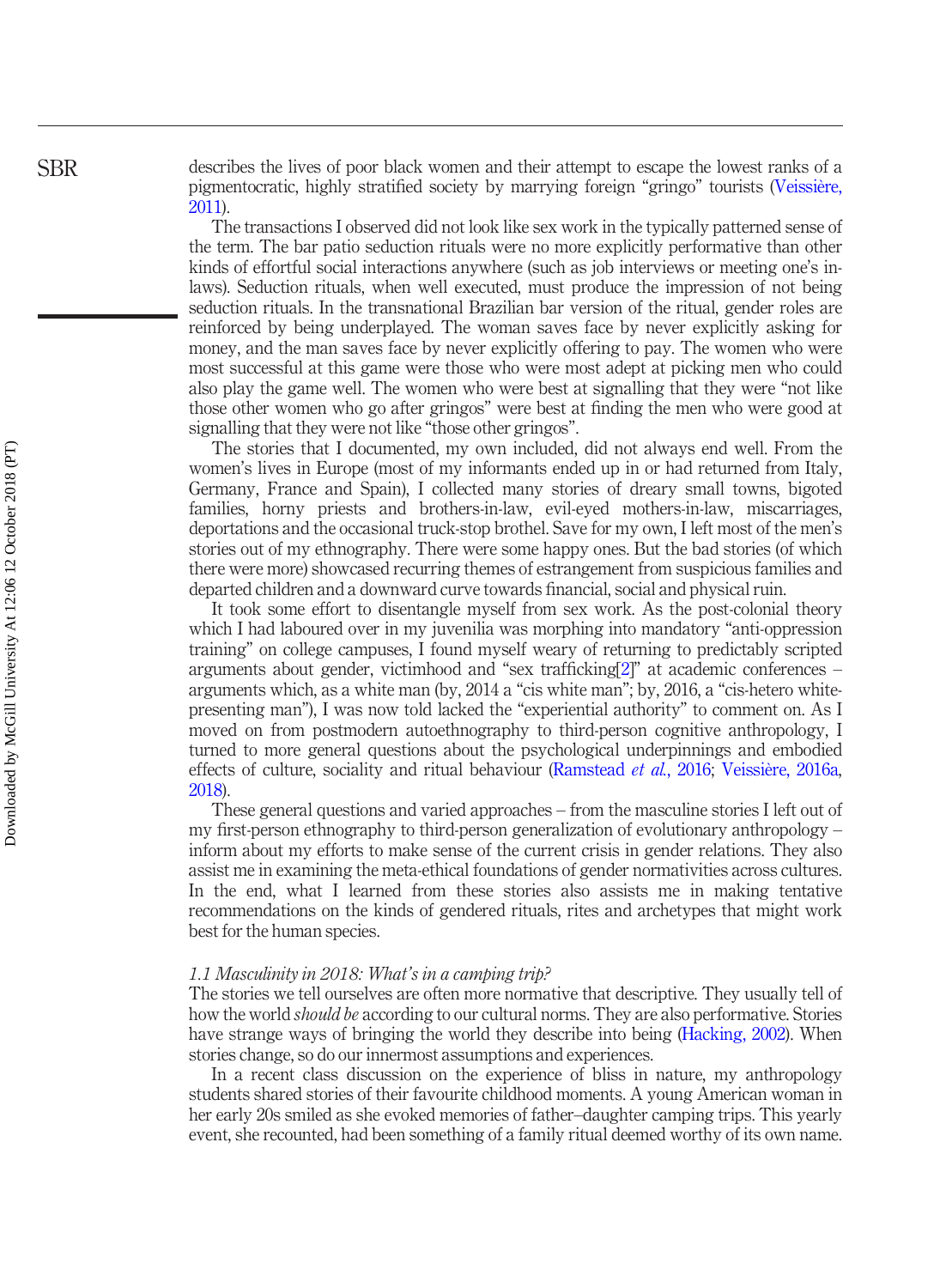describes the lives of poor black women and their attempt to escape the lowest ranks of a pigmentocratic, highly stratified society by marrying foreign "gringo" tourists (Veissière, 2011).

The transactions I observed did not look like sex work in the typically patterned sense of the term. The bar patio seduction rituals were no more explicitly performative than other kinds of effortful social interactions anywhere (such as job interviews or meeting one's in-laws). Seduction rituals, when well executed, must produce the impression of not being seduction rituals. In the transnational Brazilian bar version of the ritual, gender roles are reinforced by being underplayed. The woman saves face by never explicitly asking for money, and the man saves face by never explicitly offering to pay. The women who were most successful at this game were those who were most adept at picking men who could also play the game well. The women who were best at signalling that they were "not like those other women who go after gringos" were best at finding the men who were good at signalling that they were not like "those other gringos".

The stories that I documented, my own included, did not always end well. From the women's lives in Europe (most of my informants ended up in or had returned from Italy, Germany, France and Spain), I collected many stories of dreary small towns, bigoted families, horny priests and brothers-in-law, evil-eyed mothers-in-law, miscarriages, deportations and the occasional truck-stop brothel. Save for my own, I left most of the men's stories out of my ethnography. There were some happy ones. But the bad stories (of which there were more) showcased recurring themes of estrangement from suspicious families and departed children and a downward curve towards financial, social and physical ruin.

It took some effort to disentangle myself from sex work. As the post-colonial theory which I had laboured over in my juvenilia was morphing into mandatory "anti-oppression training" on college campuses, I found myself weary of returning to predictably scripted arguments about gender, victimhood and "sex trafficking[2]" at academic conferences – arguments which, as a white man (by, 2014 a "cis white man"; by, 2016, a "cis-hetero white-presenting man"), I was now told lacked the "experiential authority" to comment on. As I moved on from postmodern autoethnography to third-person cognitive anthropology, I turned to more general questions about the psychological underpinnings and embodied effects of culture, sociality and ritual behaviour (Ramstead *et al.*, 2016; Veissière, 2016a, 2018).

These general questions and varied approaches – from the masculine stories I left out of my first-person ethnography to third-person generalization of evolutionary anthropology – inform about my efforts to make sense of the current crisis in gender relations. They also assist me in examining the meta-ethical foundations of gender normativities across cultures. In the end, what I learned from these stories also assists me in making tentative recommendations on the kinds of gendered rituals, rites and archetypes that might work best for the human species.

### *1.1 Masculinity in 2018: What's in a camping trip?*

The stories we tell ourselves are often more normative that descriptive. They usually tell of how the world *should be* according to our cultural norms. They are also performative. Stories have strange ways of bringing the world they describe into being (Hacking, 2002). When stories change, so do our innermost assumptions and experiences.

In a recent class discussion on the experience of bliss in nature, my anthropology students shared stories of their favourite childhood moments. A young American woman in her early 20s smiled as she evoked memories of father–daughter camping trips. This yearly event, she recounted, had been something of a family ritual deemed worthy of its own name.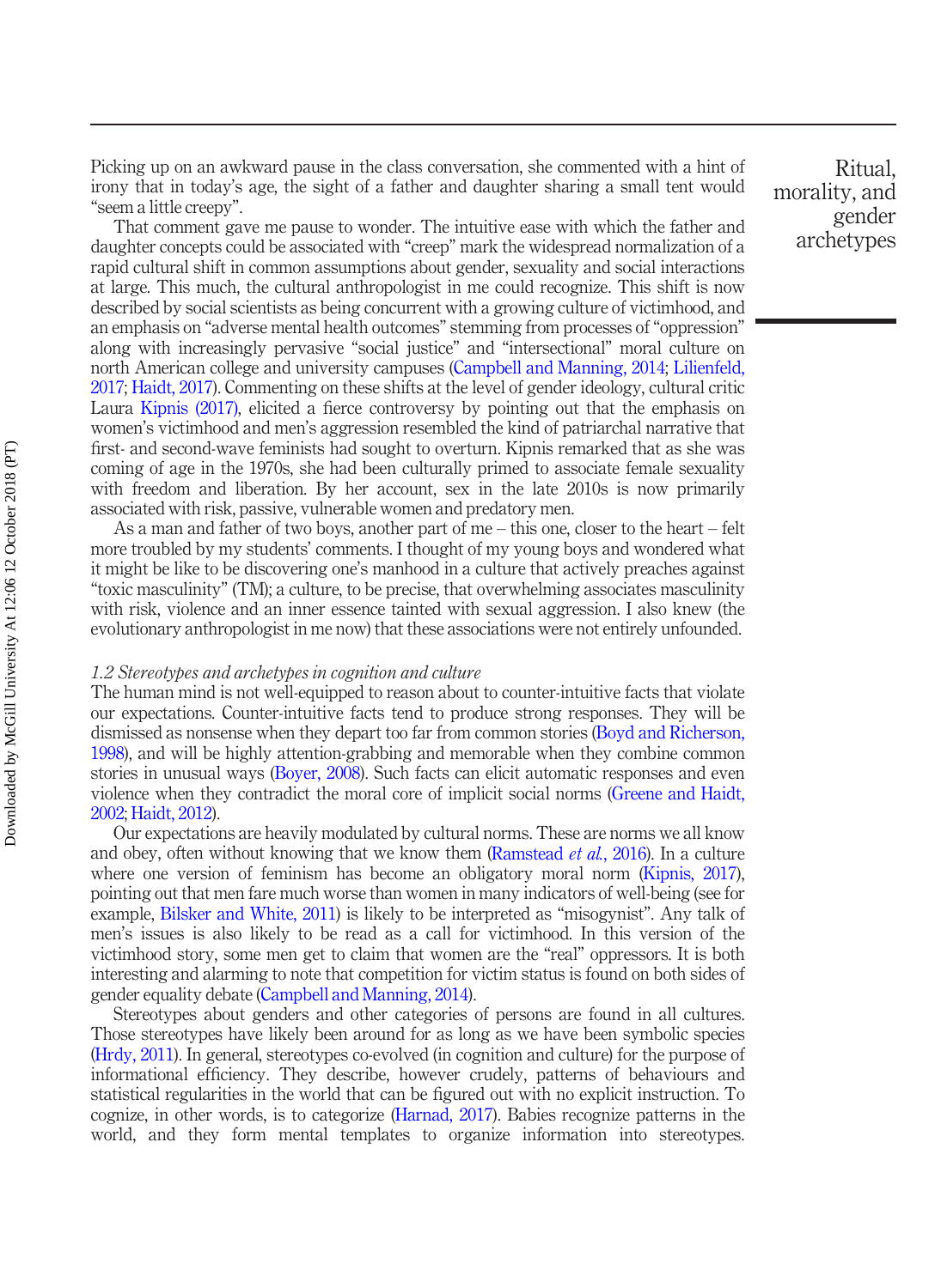Picking up on an awkward pause in the class conversation, she commented with a hint of irony that in today's age, the sight of a father and daughter sharing a small tent would "seem a little creepy".

That comment gave me pause to wonder. The intuitive ease with which the father and daughter concepts could be associated with "creep" mark the widespread normalization of a rapid cultural shift in common assumptions about gender, sexuality and social interactions at large. This much, the cultural anthropologist in me could recognize. This shift is now described by social scientists as being concurrent with a growing culture of victimhood, and an emphasis on "adverse mental health outcomes" stemming from processes of "oppression" along with increasingly pervasive "social justice" and "intersectional" moral culture on north American college and university campuses (Campbell and Manning, 2014; Lilienfeld, 2017; Haidt, 2017). Commenting on these shifts at the level of gender ideology, cultural critic Laura Kipnis (2017), elicited a fierce controversy by pointing out that the emphasis on women's victimhood and men's aggression resembled the kind of patriarchal narrative that first- and second-wave feminists had sought to overturn. Kipnis remarked that as she was coming of age in the 1970s, she had been culturally primed to associate female sexuality with freedom and liberation. By her account, sex in the late 2010s is now primarily associated with risk, passive, vulnerable women and predatory men.

As a man and father of two boys, another part of me – this one, closer to the heart – felt more troubled by my students' comments. I thought of my young boys and wondered what it might be like to be discovering one's manhood in a culture that actively preaches against "toxic masculinity" (TM); a culture, to be precise, that overwhelming associates masculinity with risk, violence and an inner essence tainted with sexual aggression. I also knew (the evolutionary anthropologist in me now) that these associations were not entirely unfounded.

### *1.2 Stereotypes and archetypes in cognition and culture*

The human mind is not well-equipped to reason about to counter-intuitive facts that violate our expectations. Counter-intuitive facts tend to produce strong responses. They will be dismissed as nonsense when they depart too far from common stories (Boyd and Richerson, 1998), and will be highly attention-grabbing and memorable when they combine common stories in unusual ways (Boyer, 2008). Such facts can elicit automatic responses and even violence when they contradict the moral core of implicit social norms (Greene and Haidt, 2002; Haidt, 2012).

Our expectations are heavily modulated by cultural norms. These are norms we all know and obey, often without knowing that we know them (Ramstead *et al.*, 2016). In a culture where one version of feminism has become an obligatory moral norm (Kipnis, 2017), pointing out that men fare much worse than women in many indicators of well-being (see for example, Bilsker and White, 2011) is likely to be interpreted as "misogynist". Any talk of men's issues is also likely to be read as a call for victimhood. In this version of the victimhood story, some men get to claim that women are the "real" oppressors. It is both interesting and alarming to note that competition for victim status is found on both sides of gender equality debate (Campbell and Manning, 2014).

Stereotypes about genders and other categories of persons are found in all cultures. Those stereotypes have likely been around for as long as we have been symbolic species (Hrdy, 2011). In general, stereotypes co-evolved (in cognition and culture) for the purpose of informational efficiency. They describe, however crudely, patterns of behaviours and statistical regularities in the world that can be figured out with no explicit instruction. To cognize, in other words, is to categorize (Harnad, 2017). Babies recognize patterns in the world, and they form mental templates to organize information into stereotypes.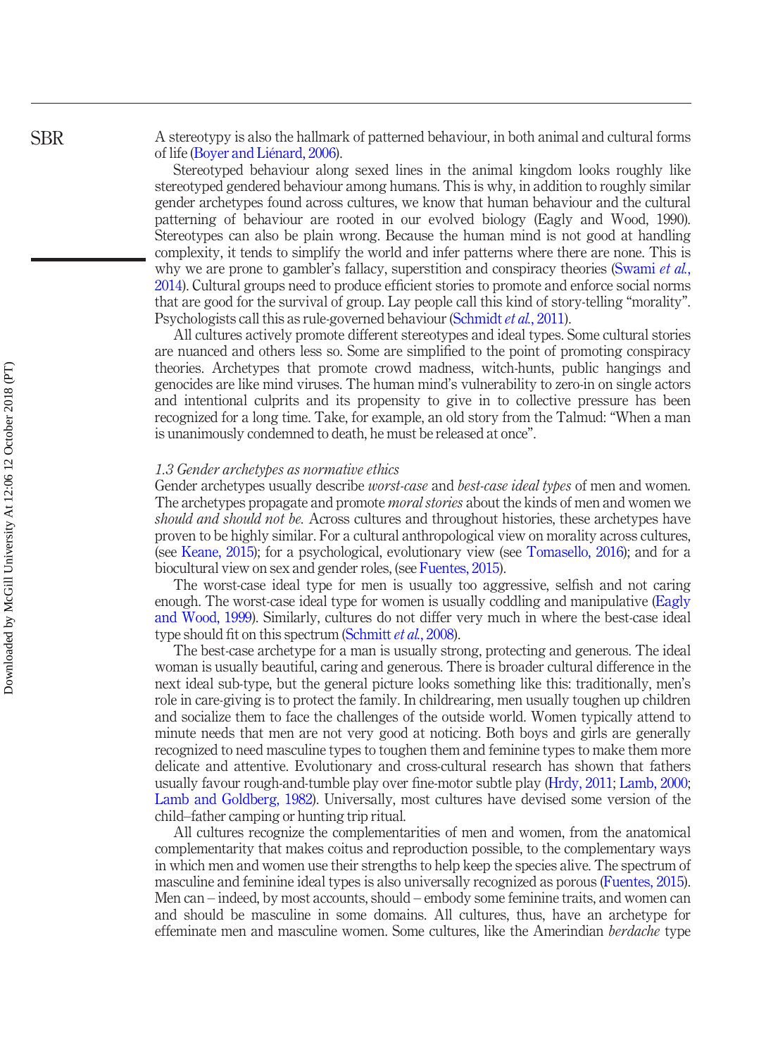A stereotypy is also the hallmark of patterned behaviour, in both animal and cultural forms of life (Boyer and Liénard, 2006).

Stereotyped behaviour along sexed lines in the animal kingdom looks roughly like stereotyped gendered behaviour among humans. This is why, in addition to roughly similar gender archetypes found across cultures, we know that human behaviour and the cultural patterning of behaviour are rooted in our evolved biology (Eagly and Wood, 1990). Stereotypes can also be plain wrong. Because the human mind is not good at handling complexity, it tends to simplify the world and infer patterns where there are none. This is why we are prone to gambler's fallacy, superstition and conspiracy theories (Swami *et al.*, 2014). Cultural groups need to produce efficient stories to promote and enforce social norms that are good for the survival of group. Lay people call this kind of story-telling "morality". Psychologists call this as rule-governed behaviour (Schmidt *et al.*, 2011).

All cultures actively promote different stereotypes and ideal types. Some cultural stories are nuanced and others less so. Some are simplified to the point of promoting conspiracy theories. Archetypes that promote crowd madness, witch-hunts, public hangings and genocides are like mind viruses. The human mind's vulnerability to zero-in on single actors and intentional culprits and its propensity to give in to collective pressure has been recognized for a long time. Take, for example, an old story from the Talmud: "When a man is unanimously condemned to death, he must be released at once".

### *1.3 Gender archetypes as normative ethics*

Gender archetypes usually describe *worst-case* and *best-case ideal types* of men and women. The archetypes propagate and promote *moral stories* about the kinds of men and women we *should and should not be.* Across cultures and throughout histories, these archetypes have proven to be highly similar. For a cultural anthropological view on morality across cultures, (see Keane, 2015); for a psychological, evolutionary view (see Tomasello, 2016); and for a biocultural view on sex and gender roles, (see Fuentes, 2015).

The worst-case ideal type for men is usually too aggressive, selfish and not caring enough. The worst-case ideal type for women is usually coddling and manipulative (Eagly and Wood, 1999). Similarly, cultures do not differ very much in where the best-case ideal type should fit on this spectrum (Schmitt *et al.*, 2008).

The best-case archetype for a man is usually strong, protecting and generous. The ideal woman is usually beautiful, caring and generous. There is broader cultural difference in the next ideal sub-type, but the general picture looks something like this: traditionally, men's role in care-giving is to protect the family. In childrearing, men usually toughen up children and socialize them to face the challenges of the outside world. Women typically attend to minute needs that men are not very good at noticing. Both boys and girls are generally recognized to need masculine types to toughen them and feminine types to make them more delicate and attentive. Evolutionary and cross-cultural research has shown that fathers usually favour rough-and-tumble play over fine-motor subtle play (Hrdy, 2011; Lamb, 2000; Lamb and Goldberg, 1982). Universally, most cultures have devised some version of the child–father camping or hunting trip ritual.

All cultures recognize the complementarities of men and women, from the anatomical complementarity that makes coitus and reproduction possible, to the complementary ways in which men and women use their strengths to help keep the species alive. The spectrum of masculine and feminine ideal types is also universally recognized as porous (Fuentes, 2015). Men can – indeed, by most accounts, should – embody some feminine traits, and women can and should be masculine in some domains. All cultures, thus, have an archetype for effeminate men and masculine women. Some cultures, like the Amerindian *berdache* type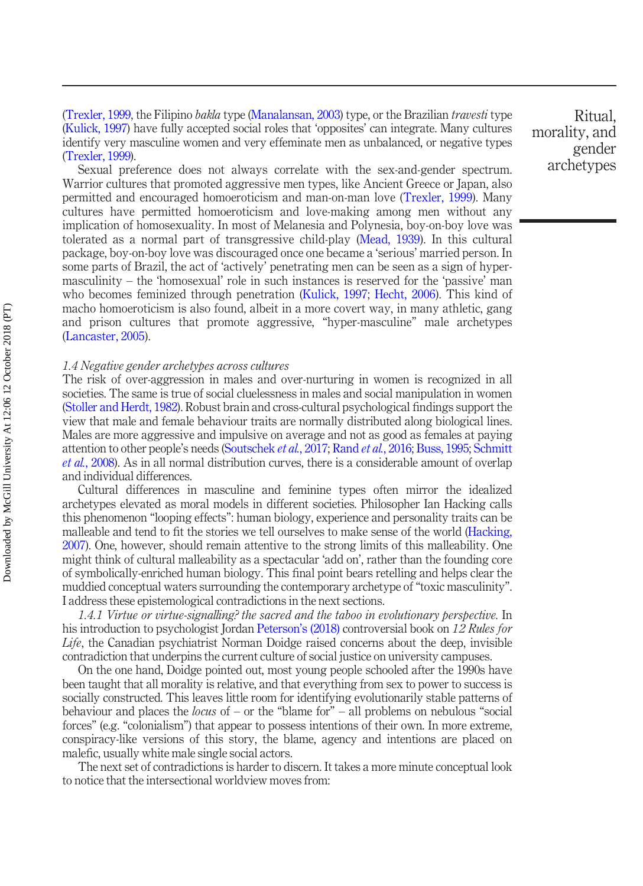(Trexler, 1999, the Filipino *bakla* type (Manalansan, 2003) type, or the Brazilian *travesti* type (Kulick, 1997) have fully accepted social roles that 'opposites' can integrate. Many cultures identify very masculine women and very effeminate men as unbalanced, or negative types (Trexler, 1999).

Sexual preference does not always correlate with the sex-and-gender spectrum. Warrior cultures that promoted aggressive men types, like Ancient Greece or Japan, also permitted and encouraged homoeroticism and man-on-man love (Trexler, 1999). Many cultures have permitted homoeroticism and love-making among men without any implication of homosexuality. In most of Melanesia and Polynesia, boy-on-boy love was tolerated as a normal part of transgressive child-play (Mead, 1939). In this cultural package, boy-on-boy love was discouraged once one became a 'serious' married person. In some parts of Brazil, the act of 'actively' penetrating men can be seen as a sign of hyper-masculinity – the 'homosexual' role in such instances is reserved for the 'passive' man who becomes feminized through penetration (Kulick, 1997; Hecht, 2006). This kind of macho homoeroticism is also found, albeit in a more covert way, in many athletic, gang and prison cultures that promote aggressive, "hyper-masculine" male archetypes (Lancaster, 2005).

### *1.4 Negative gender archetypes across cultures*

The risk of over-aggression in males and over-nurturing in women is recognized in all societies. The same is true of social cluelessness in males and social manipulation in women (Stoller and Herdt, 1982). Robust brain and cross-cultural psychological findings support the view that male and female behaviour traits are normally distributed along biological lines. Males are more aggressive and impulsive on average and not as good as females at paying attention to other people's needs (Soutschek *et al.*, 2017; Rand *et al.*, 2016; Buss, 1995; Schmitt *et al.*, 2008). As in all normal distribution curves, there is a considerable amount of overlap and individual differences.

Cultural differences in masculine and feminine types often mirror the idealized archetypes elevated as moral models in different societies. Philosopher Ian Hacking calls this phenomenon "looping effects": human biology, experience and personality traits can be malleable and tend to fit the stories we tell ourselves to make sense of the world (Hacking, 2007). One, however, should remain attentive to the strong limits of this malleability. One might think of cultural malleability as a spectacular 'add on', rather than the founding core of symbolically-enriched human biology. This final point bears retelling and helps clear the muddied conceptual waters surrounding the contemporary archetype of "toxic masculinity". I address these epistemological contradictions in the next sections.

*1.4.1 Virtue or virtue-signalling? the sacred and the taboo in evolutionary perspective.* In his introduction to psychologist Jordan Peterson's (2018) controversial book on *12 Rules for Life*, the Canadian psychiatrist Norman Doidge raised concerns about the deep, invisible contradiction that underpins the current culture of social justice on university campuses.

On the one hand, Doidge pointed out, most young people schooled after the 1990s have been taught that all morality is relative, and that everything from sex to power to success is socially constructed. This leaves little room for identifying evolutionarily stable patterns of behaviour and places the *locus* of – or the "blame for" – all problems on nebulous "social forces" (e.g. "colonialism") that appear to possess intentions of their own. In more extreme, conspiracy-like versions of this story, the blame, agency and intentions are placed on malefic, usually white male single social actors.

The next set of contradictions is harder to discern. It takes a more minute conceptual look to notice that the intersectional worldview moves from: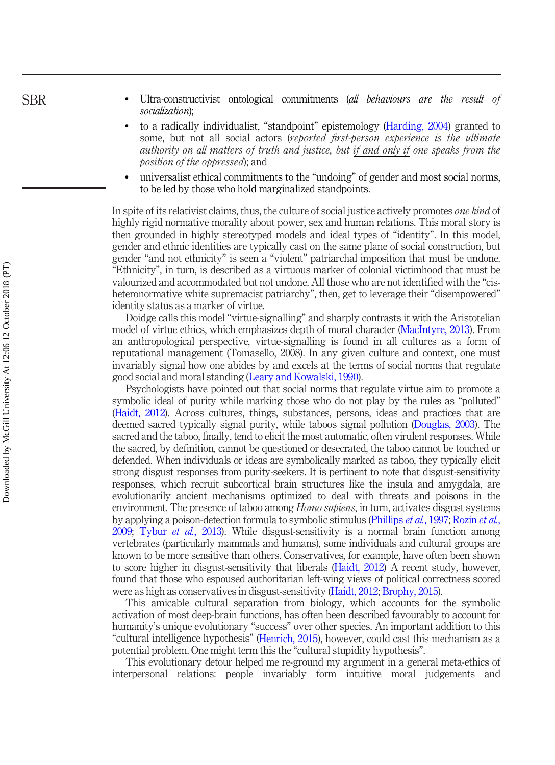- Ultra-constructivist ontological commitments (*all behaviours are the result of socialization*);
- to a radically individualist, "standpoint" epistemology (Harding, 2004) granted to some, but not all social actors (*reported first-person experience is the ultimate authority on all matters of truth and justice, but <u>if and only if</u> one speaks from the position of the oppressed*); and
- universalist ethical commitments to the "undoing" of gender and most social norms, to be led by those who hold marginalized standpoints.

In spite of its relativist claims, thus, the culture of social justice actively promotes *one kind* of highly rigid normative morality about power, sex and human relations. This moral story is then grounded in highly stereotyped models and ideal types of "identity". In this model, gender and ethnic identities are typically cast on the same plane of social construction, but gender "and not ethnicity" is seen a "violent" patriarchal imposition that must be undone. "Ethnicity", in turn, is described as a virtuous marker of colonial victimhood that must be valourized and accommodated but not undone. All those who are not identified with the "cis-heteronormative white supremacist patriarchy", then, get to leverage their "disempowered" identity status as a marker of virtue.

Doidge calls this model "virtue-signalling" and sharply contrasts it with the Aristotelian model of virtue ethics, which emphasizes depth of moral character (MacIntyre, 2013). From an anthropological perspective, virtue-signalling is found in all cultures as a form of reputational management (Tomasello, 2008). In any given culture and context, one must invariably signal how one abides by and excels at the terms of social norms that regulate good social and moral standing (Leary and Kowalski, 1990).

Psychologists have pointed out that social norms that regulate virtue aim to promote a symbolic ideal of purity while marking those who do not play by the rules as "polluted" (Haidt, 2012). Across cultures, things, substances, persons, ideas and practices that are deemed sacred typically signal purity, while taboos signal pollution (Douglas, 2003). The sacred and the taboo, finally, tend to elicit the most automatic, often virulent responses. While the sacred, by definition, cannot be questioned or desecrated, the taboo cannot be touched or defended. When individuals or ideas are symbolically marked as taboo, they typically elicit strong disgust responses from purity-seekers. It is pertinent to note that disgust-sensitivity responses, which recruit subcortical brain structures like the insula and amygdala, are evolutionarily ancient mechanisms optimized to deal with threats and poisons in the environment. The presence of taboo among *Homo sapiens*, in turn, activates disgust systems by applying a poison-detection formula to symbolic stimulus (Phillips *et al.*, 1997; Rozin *et al.*, 2009; Tybur *et al.*, 2013). While disgust-sensitivity is a normal brain function among vertebrates (particularly mammals and humans), some individuals and cultural groups are known to be more sensitive than others. Conservatives, for example, have often been shown to score higher in disgust-sensitivity that liberals (Haidt, 2012) A recent study, however, found that those who espoused authoritarian left-wing views of political correctness scored were as high as conservatives in disgust-sensitivity (Haidt, 2012; Brophy, 2015).

This amicable cultural separation from biology, which accounts for the symbolic activation of most deep-brain functions, has often been described favourably to account for humanity's unique evolutionary "success" over other species. An important addition to this "cultural intelligence hypothesis" (Henrich, 2015), however, could cast this mechanism as a potential problem. One might term this the "cultural stupidity hypothesis".

This evolutionary detour helped me re-ground my argument in a general meta-ethics of interpersonal relations: people invariably form intuitive moral judgements and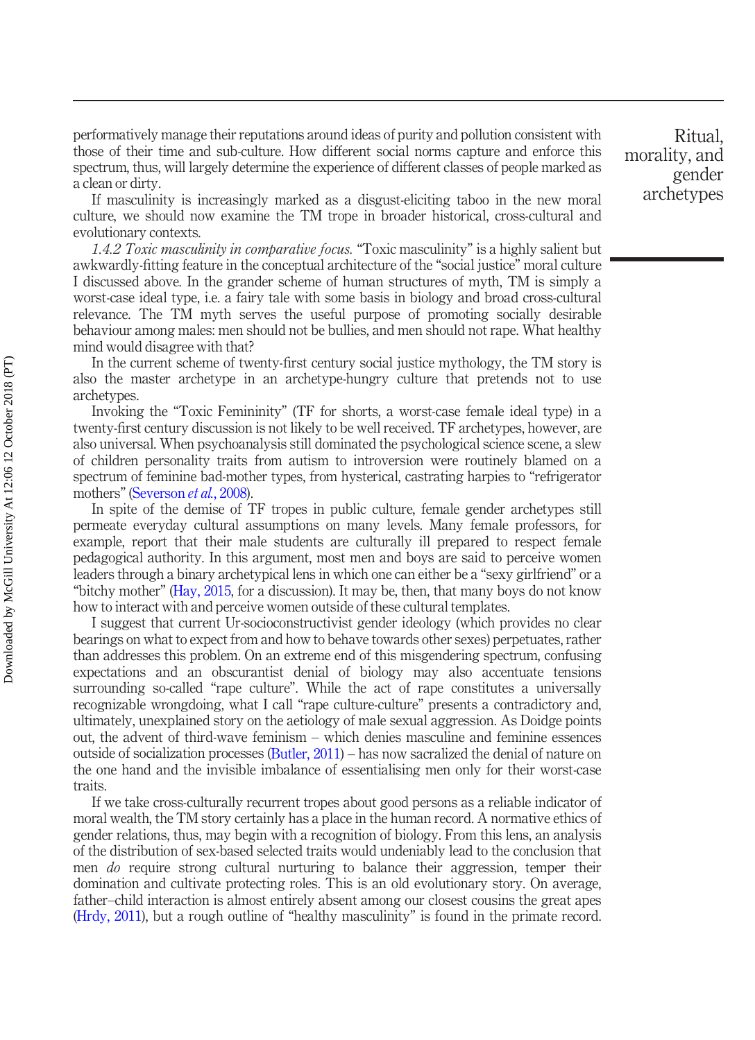performatively manage their reputations around ideas of purity and pollution consistent with those of their time and sub-culture. How different social norms capture and enforce this spectrum, thus, will largely determine the experience of different classes of people marked as a clean or dirty.

If masculinity is increasingly marked as a disgust-eliciting taboo in the new moral culture, we should now examine the TM trope in broader historical, cross-cultural and evolutionary contexts.

*1.4.2 Toxic masculinity in comparative focus.* "Toxic masculinity" is a highly salient but awkwardly-fitting feature in the conceptual architecture of the "social justice" moral culture I discussed above. In the grander scheme of human structures of myth, TM is simply a worst-case ideal type, i.e. a fairy tale with some basis in biology and broad cross-cultural relevance. The TM myth serves the useful purpose of promoting socially desirable behaviour among males: men should not be bullies, and men should not rape. What healthy mind would disagree with that?

In the current scheme of twenty-first century social justice mythology, the TM story is also the master archetype in an archetype-hungry culture that pretends not to use archetypes.

Invoking the "Toxic Femininity" (TF for shorts, a worst-case female ideal type) in a twenty-first century discussion is not likely to be well received. TF archetypes, however, are also universal. When psychoanalysis still dominated the psychological science scene, a slew of children personality traits from autism to introversion were routinely blamed on a spectrum of feminine bad-mother types, from hysterical, castrating harpies to "refrigerator mothers" (Severson *et al.*, 2008).

In spite of the demise of TF tropes in public culture, female gender archetypes still permeate everyday cultural assumptions on many levels. Many female professors, for example, report that their male students are culturally ill prepared to respect female pedagogical authority. In this argument, most men and boys are said to perceive women leaders through a binary archetypical lens in which one can either be a "sexy girlfriend" or a "bitchy mother" (Hay, 2015, for a discussion). It may be, then, that many boys do not know how to interact with and perceive women outside of these cultural templates.

I suggest that current Ur-socioconstructivist gender ideology (which provides no clear bearings on what to expect from and how to behave towards other sexes) perpetuates, rather than addresses this problem. On an extreme end of this misgendering spectrum, confusing expectations and an obscurantist denial of biology may also accentuate tensions surrounding so-called "rape culture". While the act of rape constitutes a universally recognizable wrongdoing, what I call "rape culture-culture" presents a contradictory and, ultimately, unexplained story on the aetiology of male sexual aggression. As Doidge points out, the advent of third-wave feminism – which denies masculine and feminine essences outside of socialization processes (Butler, 2011) – has now sacralized the denial of nature on the one hand and the invisible imbalance of essentialising men only for their worst-case traits.

If we take cross-culturally recurrent tropes about good persons as a reliable indicator of moral wealth, the TM story certainly has a place in the human record. A normative ethics of gender relations, thus, may begin with a recognition of biology. From this lens, an analysis of the distribution of sex-based selected traits would undeniably lead to the conclusion that men *do* require strong cultural nurturing to balance their aggression, temper their domination and cultivate protecting roles. This is an old evolutionary story. On average, father–child interaction is almost entirely absent among our closest cousins the great apes (Hrdy, 2011), but a rough outline of "healthy masculinity" is found in the primate record.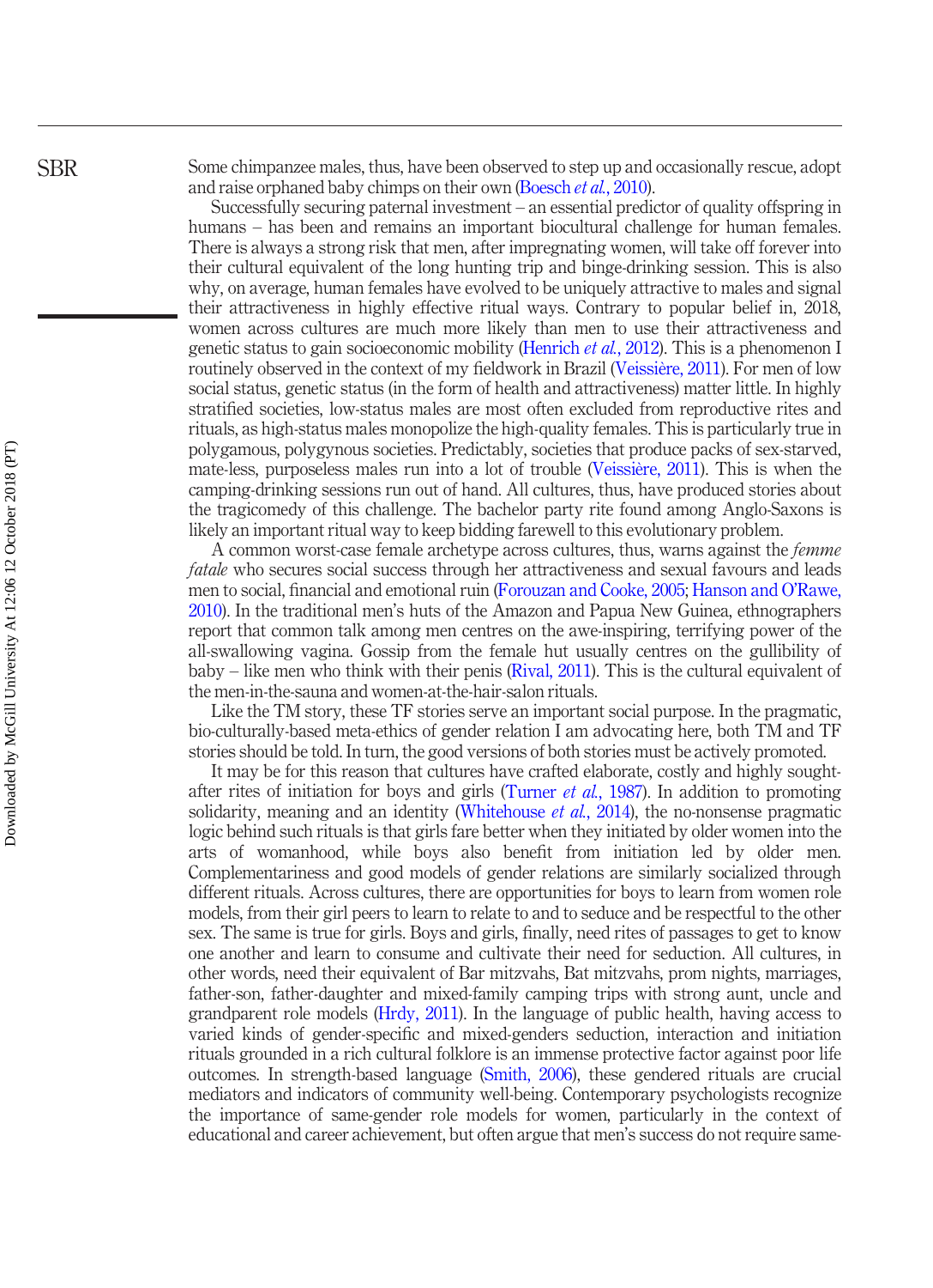Some chimpanzee males, thus, have been observed to step up and occasionally rescue, adopt and raise orphaned baby chimps on their own (Boesch *et al.*, 2010).

Successfully securing paternal investment – an essential predictor of quality offspring in humans – has been and remains an important biocultural challenge for human females. There is always a strong risk that men, after impregnating women, will take off forever into their cultural equivalent of the long hunting trip and binge-drinking session. This is also why, on average, human females have evolved to be uniquely attractive to males and signal their attractiveness in highly effective ritual ways. Contrary to popular belief in, 2018, women across cultures are much more likely than men to use their attractiveness and genetic status to gain socioeconomic mobility (Henrich *et al.*, 2012). This is a phenomenon I routinely observed in the context of my fieldwork in Brazil (Veissière, 2011). For men of low social status, genetic status (in the form of health and attractiveness) matter little. In highly stratified societies, low-status males are most often excluded from reproductive rites and rituals, as high-status males monopolize the high-quality females. This is particularly true in polygamous, polygynous societies. Predictably, societies that produce packs of sex-starved, mate-less, purposeless males run into a lot of trouble (Veissière, 2011). This is when the camping-drinking sessions run out of hand. All cultures, thus, have produced stories about the tragicomedy of this challenge. The bachelor party rite found among Anglo-Saxons is likely an important ritual way to keep bidding farewell to this evolutionary problem.

A common worst-case female archetype across cultures, thus, warns against the *femme fatale* who secures social success through her attractiveness and sexual favours and leads men to social, financial and emotional ruin (Forouzan and Cooke, 2005; Hanson and O'Rawe, 2010). In the traditional men's huts of the Amazon and Papua New Guinea, ethnographers report that common talk among men centres on the awe-inspiring, terrifying power of the all-swallowing vagina. Gossip from the female hut usually centres on the gullibility of baby – like men who think with their penis (Rival, 2011). This is the cultural equivalent of the men-in-the-sauna and women-at-the-hair-salon rituals.

Like the TM story, these TF stories serve an important social purpose. In the pragmatic, bio-culturally-based meta-ethics of gender relation I am advocating here, both TM and TF stories should be told. In turn, the good versions of both stories must be actively promoted.

It may be for this reason that cultures have crafted elaborate, costly and highly sought-after rites of initiation for boys and girls (Turner *et al.*, 1987). In addition to promoting solidarity, meaning and an identity (Whitehouse *et al.*, 2014), the no-nonsense pragmatic logic behind such rituals is that girls fare better when they initiated by older women into the arts of womanhood, while boys also benefit from initiation led by older men. Complementariness and good models of gender relations are similarly socialized through different rituals. Across cultures, there are opportunities for boys to learn from women role models, from their girl peers to learn to relate to and to seduce and be respectful to the other sex. The same is true for girls. Boys and girls, finally, need rites of passages to get to know one another and learn to consume and cultivate their need for seduction. All cultures, in other words, need their equivalent of Bar mitzvahs, Bat mitzvahs, prom nights, marriages, father-son, father-daughter and mixed-family camping trips with strong aunt, uncle and grandparent role models (Hrdy, 2011). In the language of public health, having access to varied kinds of gender-specific and mixed-genders seduction, interaction and initiation rituals grounded in a rich cultural folklore is an immense protective factor against poor life outcomes. In strength-based language (Smith, 2006), these gendered rituals are crucial mediators and indicators of community well-being. Contemporary psychologists recognize the importance of same-gender role models for women, particularly in the context of educational and career achievement, but often argue that men's success do not require same-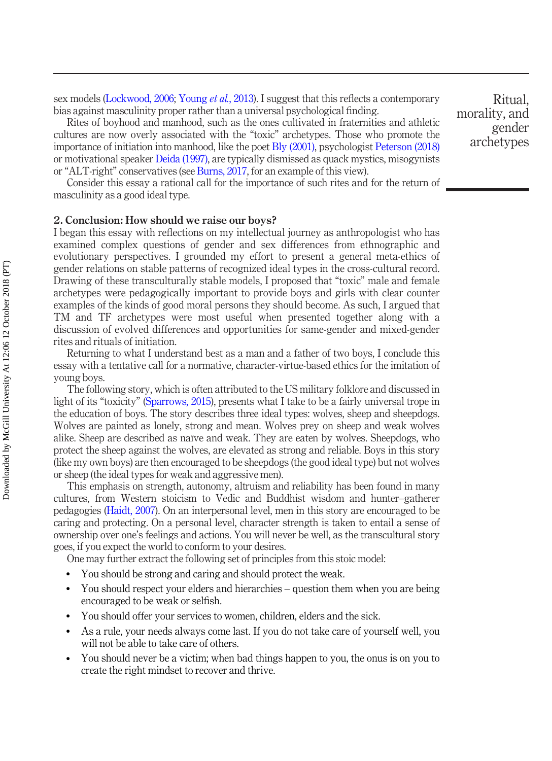sex models (Lockwood, 2006; Young *et al.*, 2013). I suggest that this reflects a contemporary bias against masculinity proper rather than a universal psychological finding.

Rites of boyhood and manhood, such as the ones cultivated in fraternities and athletic cultures are now overly associated with the "toxic" archetypes. Those who promote the importance of initiation into manhood, like the poet Bly (2001), psychologist Peterson (2018) or motivational speaker Deida (1997), are typically dismissed as quack mystics, misogynists or "ALT-right" conservatives (see Burns, 2017, for an example of this view).

Consider this essay a rational call for the importance of such rites and for the return of masculinity as a good ideal type.

## 2. Conclusion: How should we raise our boys?

I began this essay with reflections on my intellectual journey as anthropologist who has examined complex questions of gender and sex differences from ethnographic and evolutionary perspectives. I grounded my effort to present a general meta-ethics of gender relations on stable patterns of recognized ideal types in the cross-cultural record. Drawing of these transculturally stable models, I proposed that "toxic" male and female archetypes were pedagogically important to provide boys and girls with clear counter examples of the kinds of good moral persons they should become. As such, I argued that TM and TF archetypes were most useful when presented together along with a discussion of evolved differences and opportunities for same-gender and mixed-gender rites and rituals of initiation.

Returning to what I understand best as a man and a father of two boys, I conclude this essay with a tentative call for a normative, character-virtue-based ethics for the imitation of young boys.

The following story, which is often attributed to the US military folklore and discussed in light of its "toxicity" (Sparrows, 2015), presents what I take to be a fairly universal trope in the education of boys. The story describes three ideal types: wolves, sheep and sheepdogs. Wolves are painted as lonely, strong and mean. Wolves prey on sheep and weak wolves alike. Sheep are described as naïve and weak. They are eaten by wolves. Sheepdogs, who protect the sheep against the wolves, are elevated as strong and reliable. Boys in this story (like my own boys) are then encouraged to be sheepdogs (the good ideal type) but not wolves or sheep (the ideal types for weak and aggressive men).

This emphasis on strength, autonomy, altruism and reliability has been found in many cultures, from Western stoicism to Vedic and Buddhist wisdom and hunter–gatherer pedagogies (Haidt, 2007). On an interpersonal level, men in this story are encouraged to be caring and protecting. On a personal level, character strength is taken to entail a sense of ownership over one's feelings and actions. You will never be well, as the transcultural story goes, if you expect the world to conform to your desires.

One may further extract the following set of principles from this stoic model:

- You should be strong and caring and should protect the weak.
- You should respect your elders and hierarchies – question them when you are being encouraged to be weak or selfish.
- You should offer your services to women, children, elders and the sick.
- As a rule, your needs always come last. If you do not take care of yourself well, you will not be able to take care of others.
- You should never be a victim; when bad things happen to you, the onus is on you to create the right mindset to recover and thrive.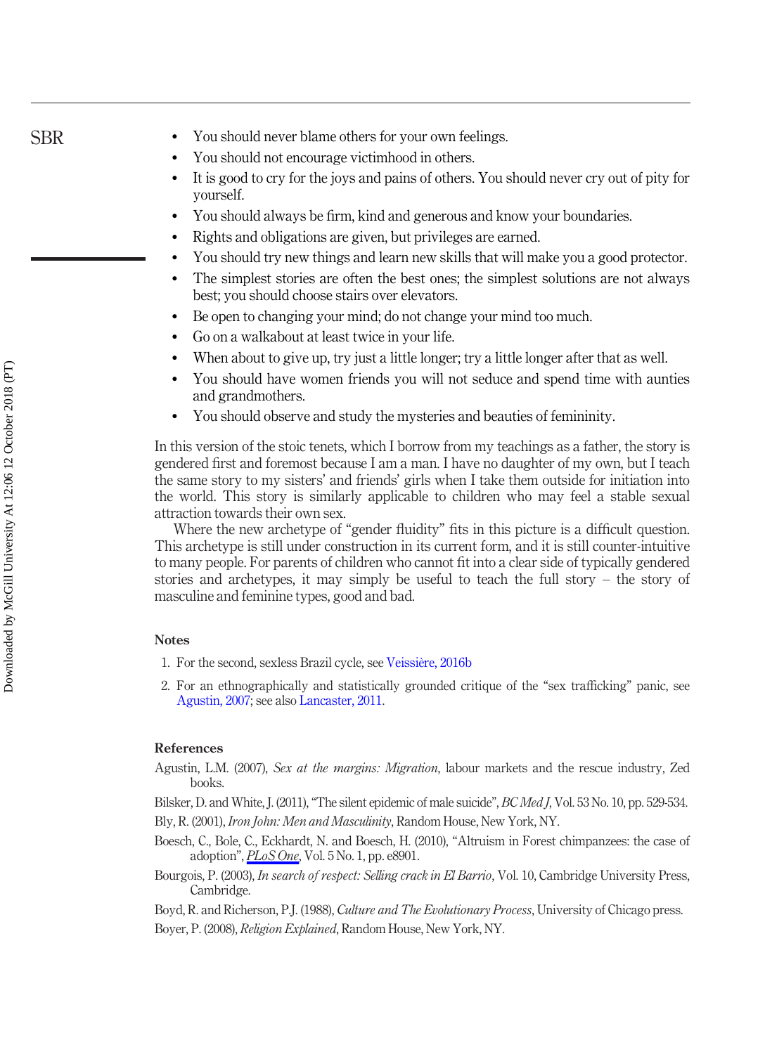- You should never blame others for your own feelings.
- You should not encourage victimhood in others.
- It is good to cry for the joys and pains of others. You should never cry out of pity for yourself.
- You should always be firm, kind and generous and know your boundaries.
- Rights and obligations are given, but privileges are earned.
- You should try new things and learn new skills that will make you a good protector.
- The simplest stories are often the best ones; the simplest solutions are not always best; you should choose stairs over elevators.
- Be open to changing your mind; do not change your mind too much.
- Go on a walkabout at least twice in your life.
- When about to give up, try just a little longer; try a little longer after that as well.
- You should have women friends you will not seduce and spend time with aunties and grandmothers.
- You should observe and study the mysteries and beauties of femininity.

In this version of the stoic tenets, which I borrow from my teachings as a father, the story is gendered first and foremost because I am a man. I have no daughter of my own, but I teach the same story to my sisters' and friends' girls when I take them outside for initiation into the world. This story is similarly applicable to children who may feel a stable sexual attraction towards their own sex.

Where the new archetype of "gender fluidity" fits in this picture is a difficult question. This archetype is still under construction in its current form, and it is still counter-intuitive to many people. For parents of children who cannot fit into a clear side of typically gendered stories and archetypes, it may simply be useful to teach the full story – the story of masculine and feminine types, good and bad.

## Notes

1. For the second, sexless Brazil cycle, see Veissière, 2016b
2. For an ethnographically and statistically grounded critique of the "sex trafficking" panic, see Agustin, 2007; see also Lancaster, 2011.

## References

Agustin, L.M. (2007), *Sex at the margins: Migration*, labour markets and the rescue industry, Zed books.

Bilsker, D. and White, J. (2011), "The silent epidemic of male suicide", *BC Med J*, Vol. 53 No. 10, pp. 529-534.

Bly, R. (2001), *Iron John: Men and Masculinity*, Random House, New York, NY.

Boesch, C., Bole, C., Eckhardt, N. and Boesch, H. (2010), "Altruism in Forest chimpanzees: the case of adoption", *PLoS One*, Vol. 5 No. 1, pp. e8901.

Bourgois, P. (2003), *In search of respect: Selling crack in El Barrio*, Vol. 10, Cambridge University Press, Cambridge.

Boyd, R. and Richerson, P.J. (1988), *Culture and The Evolutionary Process*, University of Chicago press.

Boyer, P. (2008), *Religion Explained*, Random House, New York, NY.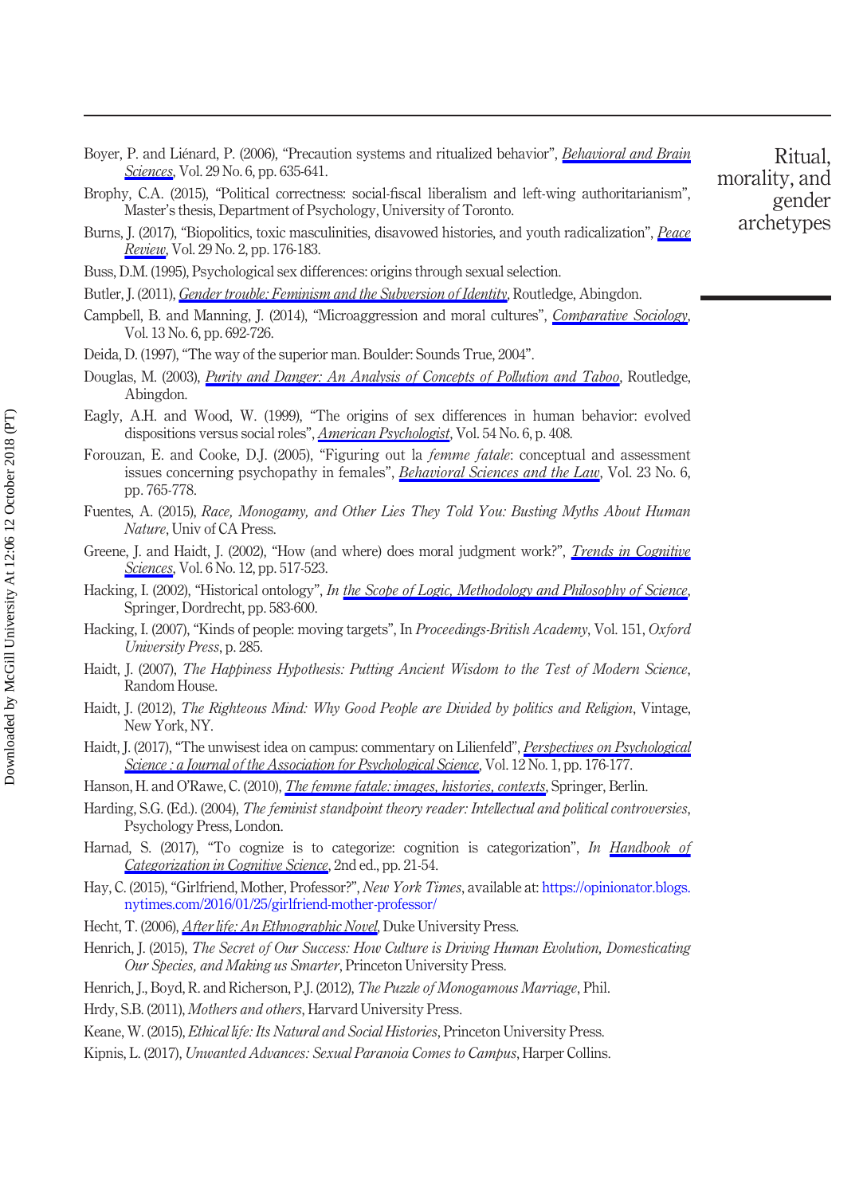Boyer, P. and Liénard, P. (2006), "Precaution systems and ritualized behavior", *Behavioral and Brain Sciences*, Vol. 29 No. 6, pp. 635-641.

Brophy, C.A. (2015), "Political correctness: social-fiscal liberalism and left-wing authoritarianism", Master's thesis, Department of Psychology, University of Toronto.

Burns, J. (2017), "Biopolitics, toxic masculinities, disavowed histories, and youth radicalization", *Peace Review*, Vol. 29 No. 2, pp. 176-183.

Buss, D.M. (1995), Psychological sex differences: origins through sexual selection.

Butler, J. (2011), *Gender trouble: Feminism and the Subversion of Identity*, Routledge, Abingdon.

Campbell, B. and Manning, J. (2014), "Microaggression and moral cultures", *Comparative Sociology*, Vol. 13 No. 6, pp. 692-726.

Deida, D. (1997), "The way of the superior man. Boulder: Sounds True, 2004".

Douglas, M. (2003), *Purity and Danger: An Analysis of Concepts of Pollution and Taboo*, Routledge, Abingdon.

Eagly, A.H. and Wood, W. (1999), "The origins of sex differences in human behavior: evolved dispositions versus social roles", *American Psychologist*, Vol. 54 No. 6, p. 408.

Forouzan, E. and Cooke, D.J. (2005), "Figuring out la *femme fatale*: conceptual and assessment issues concerning psychopathy in females", *Behavioral Sciences and the Law*, Vol. 23 No. 6, pp. 765-778.

Fuentes, A. (2015), *Race, Monogamy, and Other Lies They Told You: Busting Myths About Human Nature*, Univ of CA Press.

Greene, J. and Haidt, J. (2002), "How (and where) does moral judgment work?", *Trends in Cognitive Sciences*, Vol. 6 No. 12, pp. 517-523.

Hacking, I. (2002), "Historical ontology", In *the Scope of Logic, Methodology and Philosophy of Science*, Springer, Dordrecht, pp. 583-600.

Hacking, I. (2007), "Kinds of people: moving targets", In *Proceedings-British Academy*, Vol. 151, *Oxford University Press*, p. 285.

Haidt, J. (2007), *The Happiness Hypothesis: Putting Ancient Wisdom to the Test of Modern Science*, Random House.

Haidt, J. (2012), *The Righteous Mind: Why Good People are Divided by politics and Religion*, Vintage, New York, NY.

Haidt, J. (2017), "The unwisest idea on campus: commentary on Lilienfeld", *Perspectives on Psychological Science : a Journal of the Association for Psychological Science*, Vol. 12 No. 1, pp. 176-177.

Hanson, H. and O'Rawe, C. (2010), *The femme fatale: images, histories, contexts*, Springer, Berlin.

Harding, S.G. (Ed.). (2004), *The feminist standpoint theory reader: Intellectual and political controversies*, Psychology Press, London.

Harnad, S. (2017), "To cognize is to categorize: cognition is categorization", *In Handbook of Categorization in Cognitive Science*, 2nd ed., pp. 21-54.

Hay, C. (2015), "Girlfriend, Mother, Professor?", *New York Times*, available at: https://opinionator.blogs.nytimes.com/2016/01/25/girlfriend-mother-professor/

Hecht, T. (2006), *After life: An Ethnographic Novel*, Duke University Press.

Henrich, J. (2015), *The Secret of Our Success: How Culture is Driving Human Evolution, Domesticating Our Species, and Making us Smarter*, Princeton University Press.

Henrich, J., Boyd, R. and Richerson, P.J. (2012), *The Puzzle of Monogamous Marriage*, Phil.

Hrdy, S.B. (2011), *Mothers and others*, Harvard University Press.

Keane, W. (2015), *Ethical life: Its Natural and Social Histories*, Princeton University Press.

Kipnis, L. (2017), *Unwanted Advances: Sexual Paranoia Comes to Campus*, Harper Collins.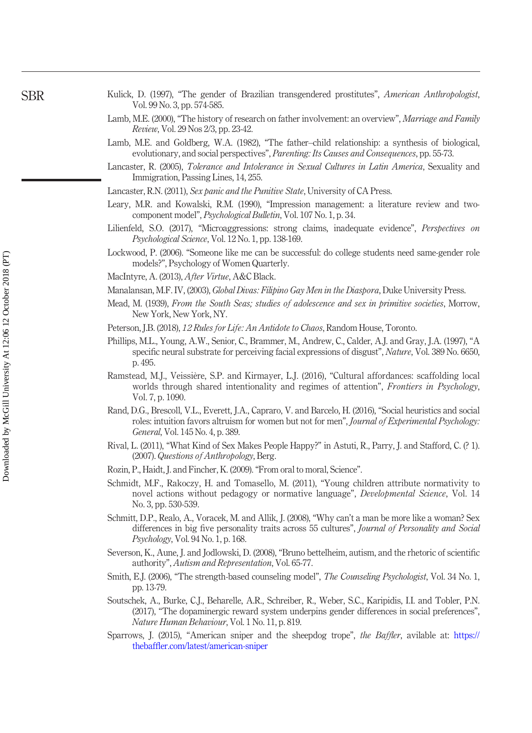Kulick, D. (1997), "The gender of Brazilian transgendered prostitutes", *American Anthropologist*, Vol. 99 No. 3, pp. 574-585.

Lamb, M.E. (2000), "The history of research on father involvement: an overview", *Marriage and Family Review*, Vol. 29 Nos 2/3, pp. 23-42.

Lamb, M.E. and Goldberg, W.A. (1982), "The father–child relationship: a synthesis of biological, evolutionary, and social perspectives", *Parenting: Its Causes and Consequences*, pp. 55-73.

Lancaster, R. (2005), *Tolerance and Intolerance in Sexual Cultures in Latin America*, Sexuality and Immigration, Passing Lines, 14, 255.

Lancaster, R.N. (2011), *Sex panic and the Punitive State*, University of CA Press.

Leary, M.R. and Kowalski, R.M. (1990), "Impression management: a literature review and two-component model", *Psychological Bulletin*, Vol. 107 No. 1, p. 34.

Lilienfeld, S.O. (2017), "Microaggressions: strong claims, inadequate evidence", *Perspectives on Psychological Science*, Vol. 12 No. 1, pp. 138-169.

Lockwood, P. (2006). "Someone like me can be successful: do college students need same-gender role models?", Psychology of Women Quarterly.

MacIntyre, A. (2013), *After Virtue*, A&C Black.

Manalansan, M.F. IV, (2003), *Global Divas: Filipino Gay Men in the Diaspora*, Duke University Press.

Mead, M. (1939), *From the South Seas; studies of adolescence and sex in primitive societies*, Morrow, New York, New York, NY.

Peterson, J.B. (2018), *12 Rules for Life: An Antidote to Chaos*, Random House, Toronto.

Phillips, M.L., Young, A.W., Senior, C., Brammer, M., Andrew, C., Calder, A.J. and Gray, J.A. (1997), "A specific neural substrate for perceiving facial expressions of disgust", *Nature*, Vol. 389 No. 6650, p. 495.

Ramstead, M.J., Veissière, S.P. and Kirmayer, L.J. (2016), "Cultural affordances: scaffolding local worlds through shared intentionality and regimes of attention", *Frontiers in Psychology*, Vol. 7, p. 1090.

Rand, D.G., Brescoll, V.L., Everett, J.A., Capraro, V. and Barcelo, H. (2016), "Social heuristics and social roles: intuition favors altruism for women but not for men", *Journal of Experimental Psychology: General*, Vol. 145 No. 4, p. 389.

Rival, L. (2011), "What Kind of Sex Makes People Happy?" in Astuti, R., Parry, J. and Stafford, C. (? 1). (2007). *Questions of Anthropology*, Berg.

Rozin, P., Haidt, J. and Fincher, K. (2009). "From oral to moral, Science".

Schmidt, M.F., Rakoczy, H. and Tomasello, M. (2011), "Young children attribute normativity to novel actions without pedagogy or normative language", *Developmental Science*, Vol. 14 No. 3, pp. 530-539.

Schmitt, D.P., Realo, A., Voracek, M. and Allik, J. (2008), "Why can't a man be more like a woman? Sex differences in big five personality traits across 55 cultures", *Journal of Personality and Social Psychology*, Vol. 94 No. 1, p. 168.

Severson, K., Aune, J. and Jodlowski, D. (2008), "Bruno bettelheim, autism, and the rhetoric of scientific authority", *Autism and Representation*, Vol. 65-77.

Smith, E.J. (2006), "The strength-based counseling model", *The Counseling Psychologist*, Vol. 34 No. 1, pp. 13-79.

Soutschek, A., Burke, C.J., Beharelle, A.R., Schreiber, R., Weber, S.C., Karipidis, I.I. and Tobler, P.N. (2017), "The dopaminergic reward system underpins gender differences in social preferences", *Nature Human Behaviour*, Vol. 1 No. 11, p. 819.

Sparrows, J. (2015), "American sniper and the sheepdog trope", *the Baffler*, avilable at: https://thebaffler.com/latest/american-sniper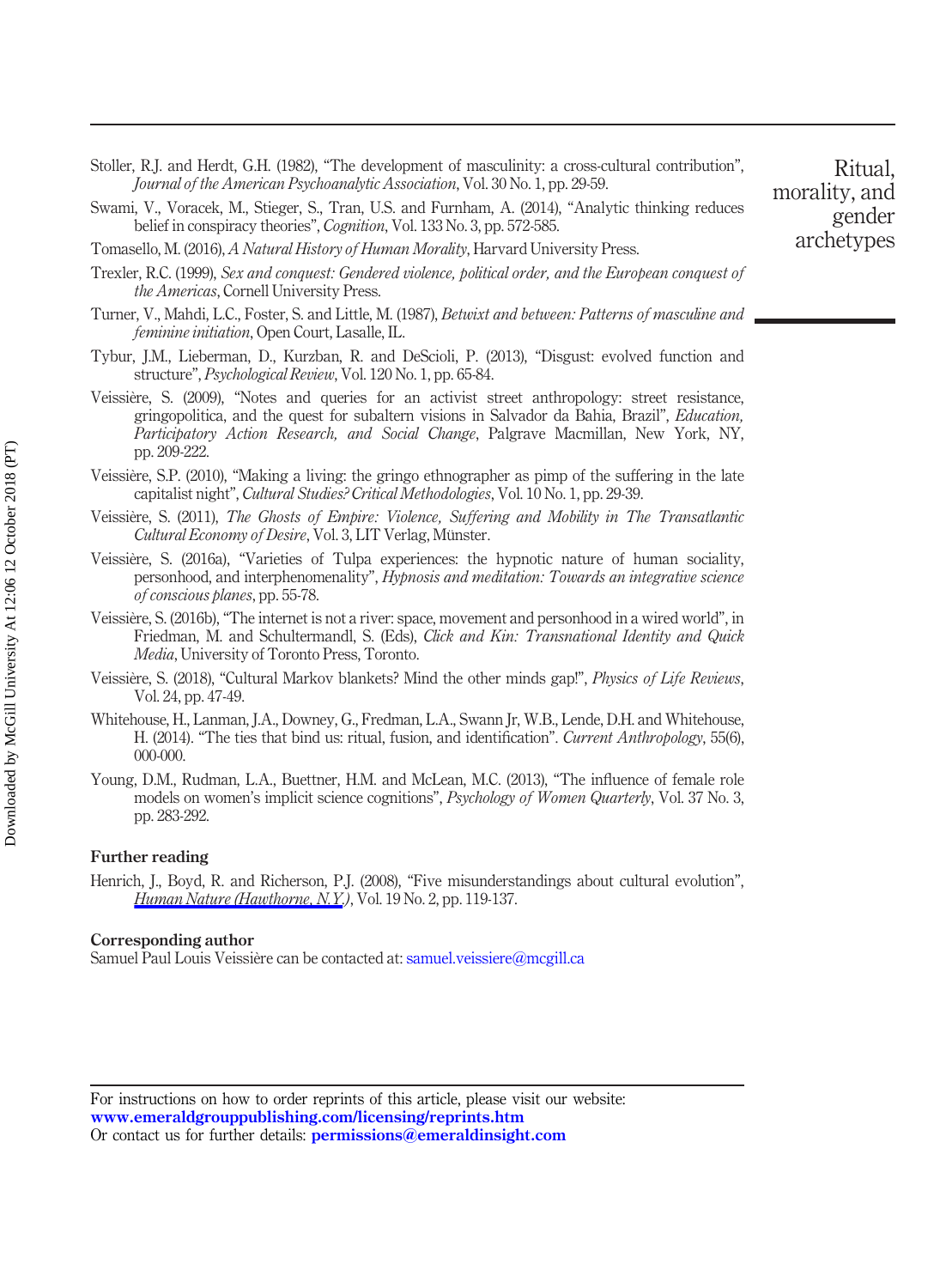Stoller, R.J. and Herdt, G.H. (1982), "The development of masculinity: a cross-cultural contribution", *Journal of the American Psychoanalytic Association*, Vol. 30 No. 1, pp. 29-59.

Swami, V., Voracek, M., Stieger, S., Tran, U.S. and Furnham, A. (2014), "Analytic thinking reduces belief in conspiracy theories", *Cognition*, Vol. 133 No. 3, pp. 572-585.

Tomasello, M. (2016), *A Natural History of Human Morality*, Harvard University Press.

Trexler, R.C. (1999), *Sex and conquest: Gendered violence, political order, and the European conquest of the Americas*, Cornell University Press.

Turner, V., Mahdi, L.C., Foster, S. and Little, M. (1987), *Betwixt and between: Patterns of masculine and feminine initiation*, Open Court, Lasalle, IL.

Tybur, J.M., Lieberman, D., Kurzban, R. and DeScioli, P. (2013), "Disgust: evolved function and structure", *Psychological Review*, Vol. 120 No. 1, pp. 65-84.

Veissière, S. (2009), "Notes and queries for an activist street anthropology: street resistance, gringopolitica, and the quest for subaltern visions in Salvador da Bahia, Brazil", *Education, Participatory Action Research, and Social Change*, Palgrave Macmillan, New York, NY, pp. 209-222.

Veissière, S.P. (2010), "Making a living: the gringo ethnographer as pimp of the suffering in the late capitalist night", *Cultural Studies? Critical Methodologies*, Vol. 10 No. 1, pp. 29-39.

Veissière, S. (2011), *The Ghosts of Empire: Violence, Suffering and Mobility in The Transatlantic Cultural Economy of Desire*, Vol. 3, LIT Verlag, Münster.

Veissière, S. (2016a), "Varieties of Tulpa experiences: the hypnotic nature of human sociality, personhood, and interphenomenality", *Hypnosis and meditation: Towards an integrative science of conscious planes*, pp. 55-78.

Veissière, S. (2016b), "The internet is not a river: space, movement and personhood in a wired world", in Friedman, M. and Schultermandl, S. (Eds), *Click and Kin: Transnational Identity and Quick Media*, University of Toronto Press, Toronto.

Veissière, S. (2018), "Cultural Markov blankets? Mind the other minds gap!", *Physics of Life Reviews*, Vol. 24, pp. 47-49.

Whitehouse, H., Lanman, J.A., Downey, G., Fredman, L.A., Swann Jr, W.B., Lende, D.H. and Whitehouse, H. (2014). "The ties that bind us: ritual, fusion, and identification". *Current Anthropology*, 55(6), 000-000.

Young, D.M., Rudman, L.A., Buettner, H.M. and McLean, M.C. (2013), "The influence of female role models on women's implicit science cognitions", *Psychology of Women Quarterly*, Vol. 37 No. 3, pp. 283-292.

## Further reading

Henrich, J., Boyd, R. and Richerson, P.J. (2008), "Five misunderstandings about cultural evolution", *Human Nature (Hawthorne, N.Y.)*, Vol. 19 No. 2, pp. 119-137.

## Corresponding author

Samuel Paul Louis Veissière can be contacted at: samuel.veissiere@mcgill.ca

For instructions on how to order reprints of this article, please visit our website:
**www.emeraldgrouppublishing.com/licensing/reprints.htm**
Or contact us for further details: **permissions@emeraldinsight.com**